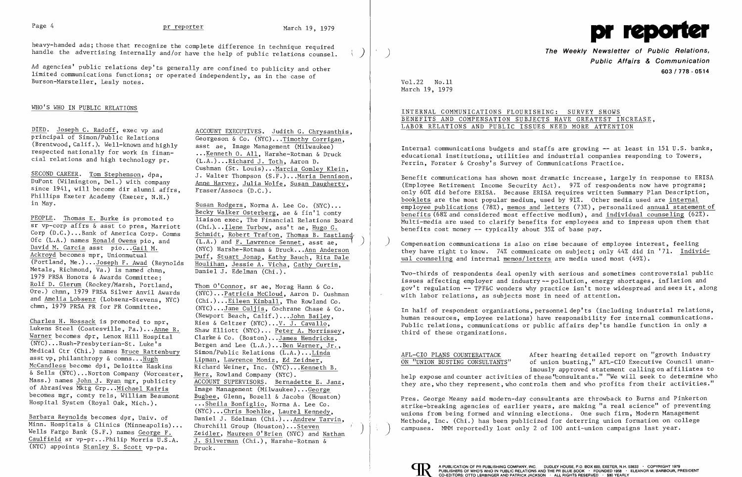heavy-handed ads; those that recognize the complete difference in technique required handle the advertising internally and/or have the help of public relations counsel.

Ad agencies' public relations dep'ts generally are confined to publicity and other limited communications functions; or operated independently, as in the case of Burson-Marsteller, Lesly notes.

## WHO'S WHO IN PUBLIC RELATIONS

DIED. Joseph C. Radoff, exec vp and principal of Simon/Public Relations (Brentwood, Calif.). Well-known and highly respected nationally for work in financial relations and high technology pr.

SECOND CAREER. Tom Stephenson, dpa, DuPont (Wilmington, Del.) with company since 1941, will become dir alumni affrs, Phillips Exeter Academy (Exeter, N.H.) in May.

PEOPLE. Thomas E. Burke is promoted to sr vp-corp affrs & asst to pres, Marriott Corp (D.C.)...Bank of America Corp. Comns Ofc (L.A.) names Ronald Owens pio, and David M. Garcia asst pio...Gail M. Ackroyd becomes mpr, Unionmutual (Portland, Me.)...Joseph F. Awad (Reynolds Metals, Richmond, Va.) is named chmn, 1979 PRSA Honors & Awards Committee; Rolf D. Glerum (Rockey/Marsh, Portland, Ore.) chmn, 1979 PRSA Silver Anvil Awards and Amelia Lobsenz (Lobsenz-Stevens, NYC) chmn, 1979 PRSA PR for PR Committee.

Charles H. Hossack is promoted to mpr, Lukens Steel (Coatesville, Pa.)...Anne R. Warner becomes dpr, Lenox Hill Hospital (NYC)...Rush-Presbyterian-St. Luke's Medical Ctr (Chi.) names Bruce Rattenbury asst vp, philanthropy & comns...Hugh McCandless become dpi, Deloitte Haskins & Sells (NYC)...Norton Company (Worcester, Mass.) names John J. Ryan mgr, publicity of Abrasives Mktg Grp...Michael Kairis becomes mgr, comty rels, William Beaumont Hospital System (Royal Oak, Mich.).

Barbara Reynolds becomes dpr, Univ. of Minn. Hospitals & Clinics (Minneapolis)... Wells Fargo Bank (S.F.) names George F. Caulfield sr vp-pr...Philip Morris U.S.A. (NYC) appoints Stanley S. Scott vp-pa.

ACCOUNT EXECUTIVES. Judith G. Chrysanthis, Georgeson & Co. (NYC)...Timothy Corrigan, asst ae, Image Management (Milwaukee) ...Kenneth O. All, Harshe-Rotman & Druck (L.A.)...Richard J. Toth, Aaron D. Cushman (St. Louis)...Marcia Gomley Klein, J. Walter Thompson (S.F.)...Maria Dennison, Anne Harvey, Julia Wolfe, Susan Daugherty, Fraser/Assocs (D.C.).

Susan Rodgers, Norma A. Lee Co. (NYC)... Becky Walker Osterberg, ae & fin'l comty liaison exec, The Financial Relations Board (Chi.)...Ilene Turbow, ass't ae, Hugo G. Schmidt, Robert Trafton, Thomas B. Eastland (L.A.) and F. Lawrence Sennet, asst ae, (NYC) Harshe-Rotman & Druck...Ann Anderson Duff, Stuart Jonap, Kathy Bauch, Rita Dale Houlihan, Jessie A. Vicha, Cathy Curtin, Daniel J. Edelman (Chi.).

Thom O'Connor, sr ae, Morag Hann & Co. (NYC)...Patricia McCloud, Aaron D. Cushman (Chi.)...Eileen Kimball, The Rowland Co. (NYC)...Jane Culjis, Cochrane Chase & Co. (Newport Beach, Calif.)...John Bailey, Ries & Geltzer (NYC)...V. J. Cavallo, Shaw Elliott (NYC)... Peter A. Morrissey, Clarke & Co. (Boston)...James Hendricks, Bergen and Lee (L.A.)...Ben Warner, Jr., Simon/Public Relations (L.A.)...Linda Lipman, Lawrence Moniz, Ed Zeidner, Richard Weiner, Inc. (NYC)...Kenneth B. Herz, Rowland Company (NYC).

ACCOUNT SUPERVISORS. Bernadette E. Janz, Image Management (Milwaukee)...George Bugbee, Glenn, Bozell & Jacobs (Houston) ...Sheila Bonfiglio, Norma A. Lee Co. (NYC)...Chris Boehlke, Laurel Kennedy, Daniel J. Edelman (Chi.)...Andrew Tarvin, Churchill Group (Houston)...Steven Zeidler, Maureen O'Brien (NYC) and Nathan J. Silverman (Chi.), Harshe-Rotman & Druck.

# pr reporter

**The Weekly Newsletter of Public Relations, Public Affairs & Communication**

603 / 778 · 0514

Vol.22 No.11
March 19, 1979

## INTERNAL COMMUNICATIONS FLOURISHING: SURVEY SHOWS BENEFITS AND COMPENSATION SUBJECTS HAVE GREATEST INCREASE, LABOR RELATIONS AND PUBLIC ISSUES NEED MORE ATTENTION

Internal communications budgets and staffs are growing -- at least in 151 U.S. banks, educational institutions, utilities and industrial companies responding to Towers, Perrin, Forster & Crosby's Survey of Communications Practice.

Benefit communications has shown most dramatic increase, largely in response to ERISA (Employee Retirement Income Security Act). 97% of respondents now have programs; only 60% did before ERISA. Because ERISA requires written Summary Plan Description, booklets are the most popular medium, used by 91%. Other media used are internal employee publications (78%), memos and letters (73%), personalized annual statement of benefits (68% and considered most effective medium), and individual counseling (62%). Multi-media are used to clarify benefits for employees and to impress upon them that benefits cost money -- typically about 35% of base pay.

Compensation communications is also on rise because of employee interest, feeling they have right to know. 74% communicate on subject; only 44% did in '71. Individual counseling and internal memos/letters are media used most (49%).

Two-thirds of respondents deal openly with serious and sometimes controversial public issues affecting employer and industry -- pollution, energy shortages, inflation and gov't regulation -- TPF&C wonders why practice isn't more widespread and sees it, along with labor relations, as subjects most in need of attention.

In half of respondent organizations, personnel dep'ts (including industrial relations, human resources, employee relations) have responsibility for internal communications. Public relations, communications or public affairs dep'ts handle function in only a third of these organizations.

**AFL-CIO PLANS COUNTERATTACK ON "UNION BUSTING CONSULTANTS"** After hearing detailed report on "growth industry of union busting," AFL-CIO Executive Council unanimously approved statement calling on affiliates to help expose and counter activities of these "consultants." "We will seek to determine who they are, who they represent, who controls them and who profits from their activities."

Pres. George Meany said modern-day consultants are throwback to Burns and Pinkerton strike-breaking agencies of earlier years, are making "a real science" of preventing unions from being formed and winning elections. One such firm, Modern Management Methods, Inc. (Chi.) has been publicized for deterring union formation on college campuses. MMM reportedly lost only 2 of 100 anti-union campaigns last year.

A PUBLICATION OF PR PUBLISHING COMPANY, INC. DUDLEY HOUSE, P.O. BOX 600, EXETER, N.H. 03833 · COPYRIGHT 1979 PUBLISHERS OF WHO'S WHO IN PUBLIC RELATIONS AND THE PR BLUE BOOK · FOUNDED 1958 · ELEANOR M. BARBOUR, PRESIDENT CO-EDITORS: OTTO LERBINGER AND PATRICK JACKSON · ALL RIGHTS RESERVED · $80 YEARLY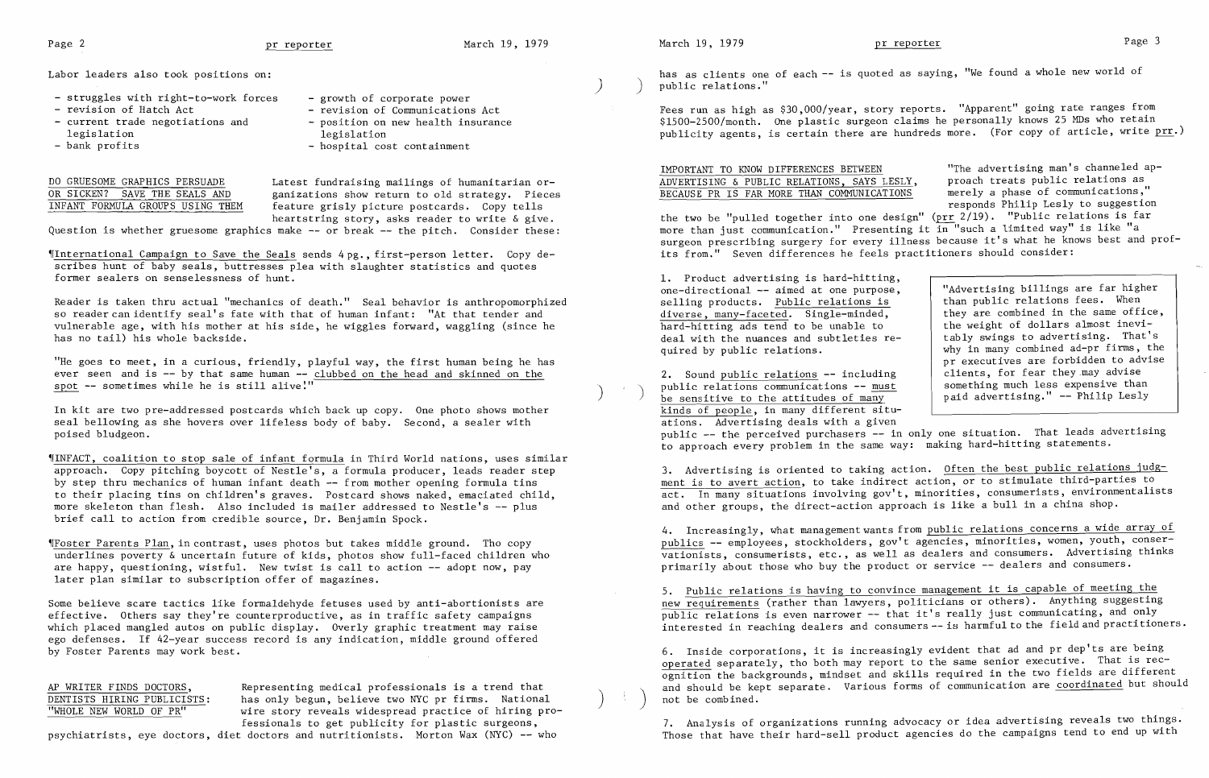Labor leaders also took positions on:

- struggles with right-to-work forces
- revision of Hatch Act
- current trade negotiations and legislation
- bank profits
- growth of corporate power
- revision of Communications Act
- position on new health insurance legislation
- hospital cost containment

**DO GRUESOME GRAPHICS PERSUADE OR SICKEN? SAVE THE SEALS AND INFANT FORMULA GROUPS USING THEM**

Latest fundraising mailings of humanitarian organizations show return to old strategy. Pieces feature grisly picture postcards. Copy tells heartstring story, asks reader to write & give. Question is whether gruesome graphics make -- or break -- the pitch. Consider these:

¶International Campaign to Save the Seals sends 4 pg., first-person letter. Copy describes hunt of baby seals, buttresses plea with slaughter statistics and quotes former sealers on senselessness of hunt.

Reader is taken thru actual "mechanics of death." Seal behavior is anthropomorphized so reader can identify seal's fate with that of human infant: "At that tender and vulnerable age, with his mother at his side, he wiggles forward, waggling (since he has no tail) his whole backside.

"He goes to meet, in a curious, friendly, playful way, the first human being he has ever seen and is -- by that same human -- clubbed on the head and skinned on the spot -- sometimes while he is still alive!"

In kit are two pre-addressed postcards which back up copy. One photo shows mother seal bellowing as she hovers over lifeless body of baby. Second, a sealer with poised bludgeon.

¶INFACT, coalition to stop sale of infant formula in Third World nations, uses similar approach. Copy pitching boycott of Nestle's, a formula producer, leads reader step by step thru mechanics of human infant death -- from mother opening formula tins to their placing tins on children's graves. Postcard shows naked, emaciated child, more skeleton than flesh. Also included is mailer addressed to Nestle's -- plus brief call to action from credible source, Dr. Benjamin Spock.

¶Foster Parents Plan, in contrast, uses photos but takes middle ground. Tho copy underlines poverty & uncertain future of kids, photos show full-faced children who are happy, questioning, wistful. New twist is call to action -- adopt now, pay later plan similar to subscription offer of magazines.

Some believe scare tactics like formaldehyde fetuses used by anti-abortionists are effective. Others say they're counterproductive, as in traffic safety campaigns which placed mangled autos on public display. Overly graphic treatment may raise ego defenses. If 42-year success record is any indication, middle ground offered by Foster Parents may work best.

**AP WRITER FINDS DOCTORS, DENTISTS HIRING PUBLICISTS: "WHOLE NEW WORLD OF PR"**

Representing medical professionals is a trend that has only begun, believe two NYC pr firms. National wire story reveals widespread practice of hiring professionals to get publicity for plastic surgeons, psychiatrists, eye doctors, diet doctors and nutritionists. Morton Wax (NYC) -- who has as clients one of each -- is quoted as saying, "We found a whole new world of public relations."

Fees run as high as $30,000/year, story reports. "Apparent" going rate ranges from $1500-2500/month. One plastic surgeon claims he personally knows 25 MDs who retain publicity agents, is certain there are hundreds more. (For copy of article, write prr.)

**IMPORTANT TO KNOW DIFFERENCES BETWEEN ADVERTISING & PUBLIC RELATIONS, SAYS LESLY, BECAUSE PR IS FAR MORE THAN COMMUNICATIONS**

"The advertising man's channeled approach treats public relations as merely a phase of communications," responds Philip Lesly to suggestion the two be "pulled together into one design" (prr 2/19). "Public relations is far more than just communication." Presenting it in "such a limited way" is like "a surgeon prescribing surgery for every illness because it's what he knows best and profits from." Seven differences he feels practitioners should consider:

> "Advertising billings are far higher than public relations fees. When they are combined in the same office, the weight of dollars almost inevitably swings to advertising. That's why in many combined ad-pr firms, the pr executives are forbidden to advise clients, for fear they may advise something much less expensive than paid advertising." -- Philip Lesly

1. Product advertising is hard-hitting, one-directional -- aimed at one purpose, selling products. Public relations is diverse, many-faceted. Single-minded, hard-hitting ads tend to be unable to deal with the nuances and subtleties required by public relations.

2. Sound public relations -- including public relations communications -- must be sensitive to the attitudes of many kinds of people, in many different situations. Advertising deals with a given public -- the perceived purchasers -- in only one situation. That leads advertising to approach every problem in the same way: making hard-hitting statements.

3. Advertising is oriented to taking action. Often the best public relations judgment is to avert action, or to take indirect action, or to stimulate third-parties to act. In many situations involving gov't, minorities, consumerists, environmentalists and other groups, the direct-action approach is like a bull in a china shop.

4. Increasingly, what management wants from public relations concerns a wide array of publics -- employees, stockholders, gov't agencies, minorities, women, youth, conservationists, consumerists, etc., as well as dealers and consumers. Advertising thinks primarily about those who buy the product or service -- dealers and consumers.

5. Public relations is having to convince management it is capable of meeting the new requirements (rather than lawyers, politicians or others). Anything suggesting public relations is even narrower -- that it's really just communicating, and only interested in reaching dealers and consumers -- is harmful to the field and practitioners.

6. Inside corporations, it is increasingly evident that ad and pr dep'ts are being operated separately, tho both may report to the same senior executive. That is recognition the backgrounds, mindset and skills required in the two fields are different and should be kept separate. Various forms of communication are coordinated but should not be combined.

7. Analysis of organizations running advocacy or idea advertising reveals two things. Those that have their hard-sell product agencies do the campaigns tend to end up with